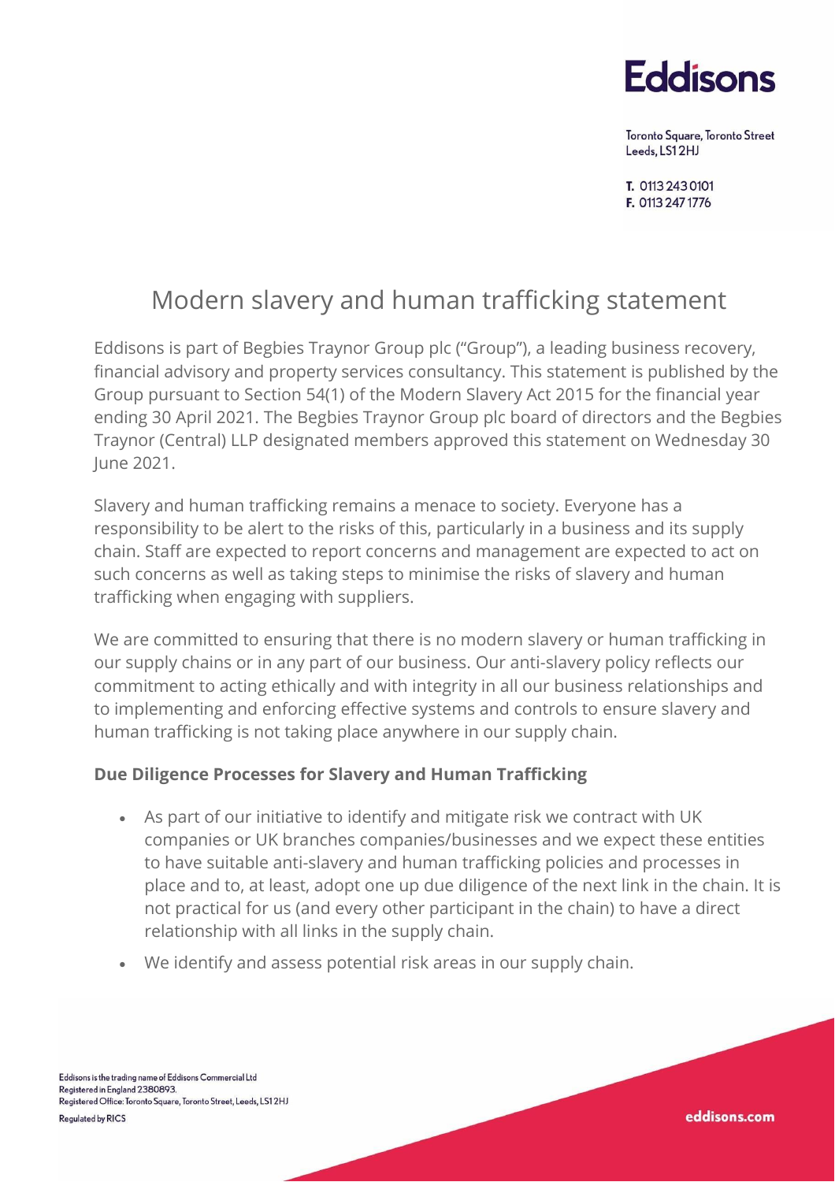# Modern slavery and human trafficking statement

Eddisons is part of Begbies Traynor Group plc ("Group"), a leading business recovery, financial advisory and property services consultancy. This statement is published by the Group pursuant to Section 54(1) of the Modern Slavery Act 2015 for the financial year ending 30 April 2021. The Begbies Traynor Group plc board of directors and the Begbies Traynor (Central) LLP designated members approved this statement on Wednesday 30 June 2021.

Slavery and human trafficking remains a menace to society. Everyone has a responsibility to be alert to the risks of this, particularly in a business and its supply chain. Staff are expected to report concerns and management are expected to act on such concerns as well as taking steps to minimise the risks of slavery and human trafficking when engaging with suppliers.

We are committed to ensuring that there is no modern slavery or human trafficking in our supply chains or in any part of our business. Our anti-slavery policy reflects our commitment to acting ethically and with integrity in all our business relationships and to implementing and enforcing effective systems and controls to ensure slavery and human trafficking is not taking place anywhere in our supply chain.

**Due Diligence Processes for Slavery and Human Trafficking**

- As part of our initiative to identify and mitigate risk we contract with UK companies or UK branches companies/businesses and we expect these entities to have suitable anti-slavery and human trafficking policies and processes in place and to, at least, adopt one up due diligence of the next link in the chain. It is not practical for us (and every other participant in the chain) to have a direct relationship with all links in the supply chain.
- We identify and assess potential risk areas in our supply chain.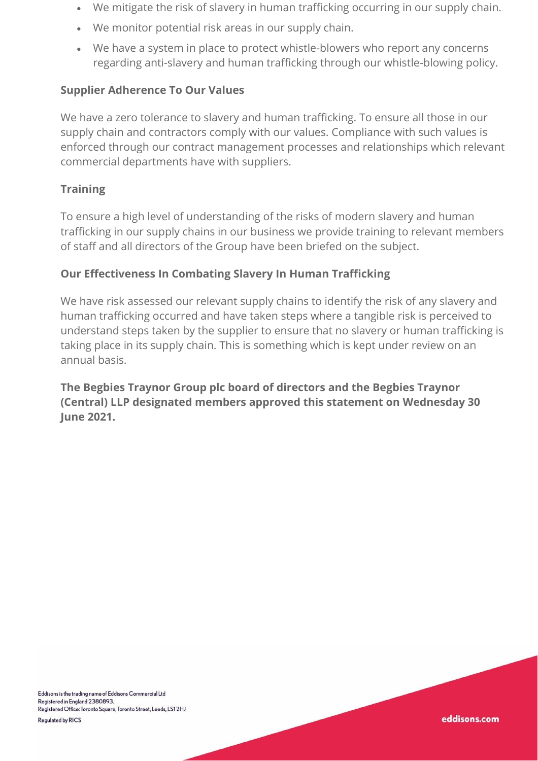- We mitigate the risk of slavery in human trafficking occurring in our supply chain.
- We monitor potential risk areas in our supply chain.
- We have a system in place to protect whistle-blowers who report any concerns regarding anti-slavery and human trafficking through our whistle-blowing policy.

### Supplier Adherence To Our Values

We have a zero tolerance to slavery and human trafficking. To ensure all those in our supply chain and contractors comply with our values. Compliance with such values is enforced through our contract management processes and relationships which relevant commercial departments have with suppliers.

### Training

To ensure a high level of understanding of the risks of modern slavery and human trafficking in our supply chains in our business we provide training to relevant members of staff and all directors of the Group have been briefed on the subject.

### Our Effectiveness In Combating Slavery In Human Trafficking

We have risk assessed our relevant supply chains to identify the risk of any slavery and human trafficking occurred and have taken steps where a tangible risk is perceived to understand steps taken by the supplier to ensure that no slavery or human trafficking is taking place in its supply chain. This is something which is kept under review on an annual basis.

**The Begbies Traynor Group plc board of directors and the Begbies Traynor (Central) LLP designated members approved this statement on Wednesday 30 June 2021.**

Eddisons is the trading name of Eddisons Commercial Ltd
Registered in England 2380893.
Registered Office: Toronto Square, Toronto Street, Leeds, LS1 2HJ
Regulated by RICS

eddisons.com